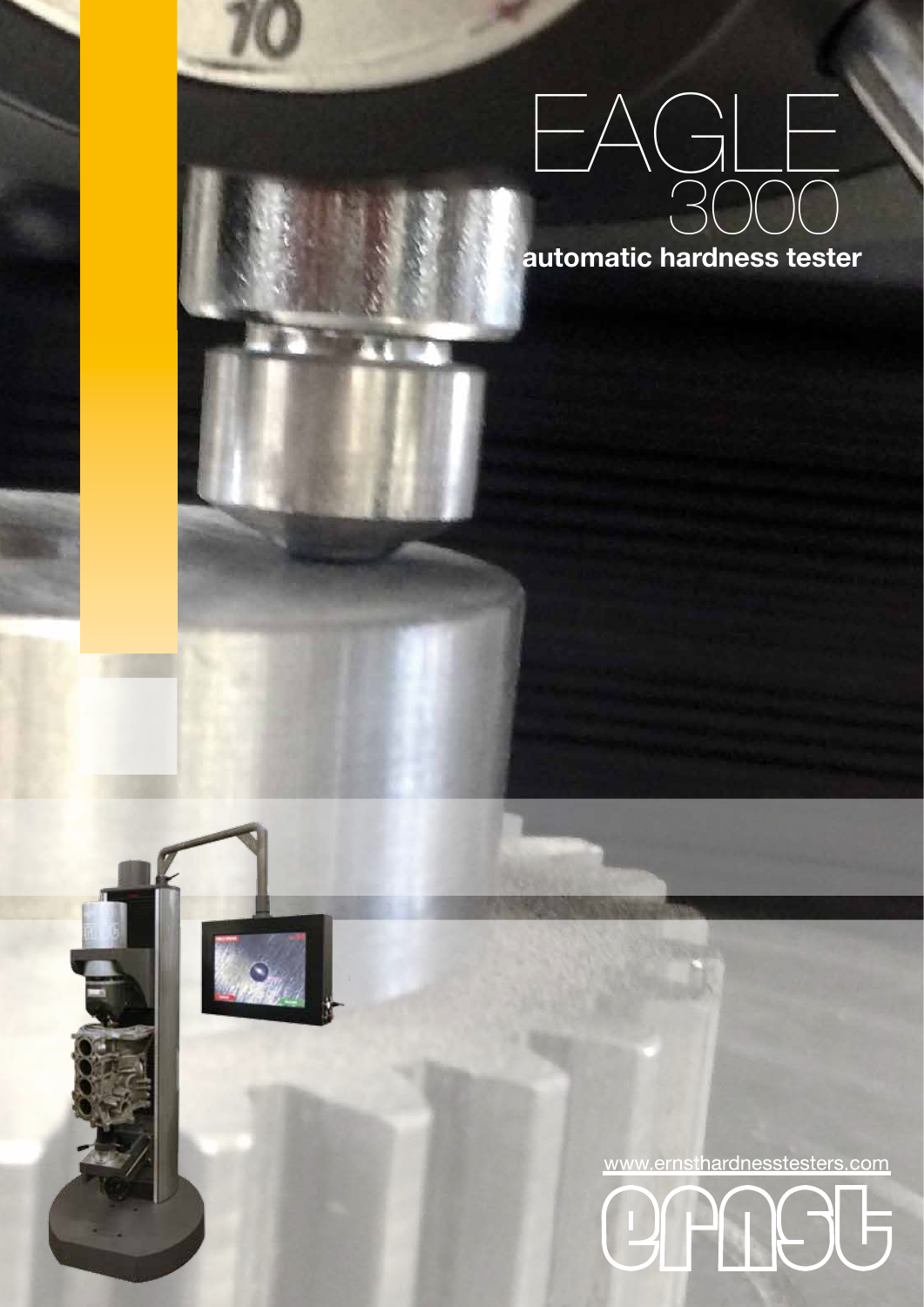# EAGLE 3000

**automatic hardness tester**

www.ernsthardnesstesters.com

ernst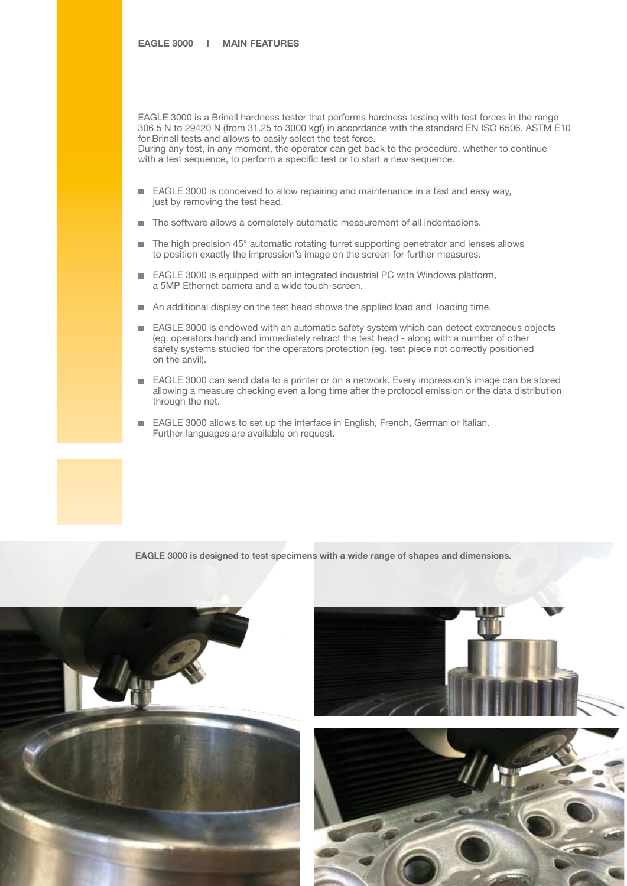## EAGLE 3000 I MAIN FEATURES

EAGLE 3000 is a Brinell hardness tester that performs hardness testing with test forces in the range 306.5 N to 29420 N (from 31.25 to 3000 kgf) in accordance with the standard EN ISO 6506, ASTM E10 for Brinell tests and allows to easily select the test force.
During any test, in any moment, the operator can get back to the procedure, whether to continue with a test sequence, to perform a specific test or to start a new sequence.

- EAGLE 3000 is conceived to allow repairing and maintenance in a fast and easy way, just by removing the test head.
- The software allows a completely automatic measurement of all indentadions.
- The high precision 45° automatic rotating turret supporting penetrator and lenses allows to position exactly the impression's image on the screen for further measures.
- EAGLE 3000 is equipped with an integrated industrial PC with Windows platform, a 5MP Ethernet camera and a wide touch-screen.
- An additional display on the test head shows the applied load and loading time.
- EAGLE 3000 is endowed with an automatic safety system which can detect extraneous objects (eg. operators hand) and immediately retract the test head - along with a number of other safety systems studied for the operators protection (eg. test piece not correctly positioned on the anvil).
- EAGLE 3000 can send data to a printer or on a network. Every impression's image can be stored allowing a measure checking even a long time after the protocol emission or the data distribution through the net.
- EAGLE 3000 allows to set up the interface in English, French, German or Italian. Further languages are available on request.

**EAGLE 3000 is designed to test specimens with a wide range of shapes and dimensions.**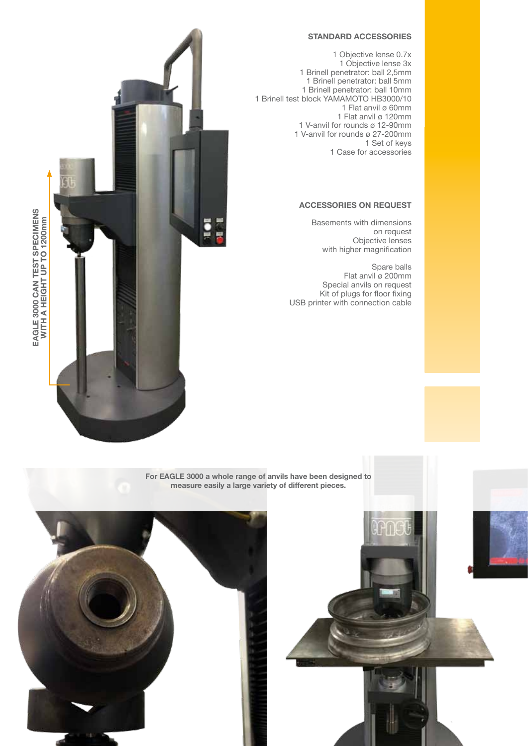EAGLE 3000 CAN TEST SPECIMENS WITH A HEIGHT UP TO 1200mm

## STANDARD ACCESSORIES

- 1 Objective lense 0.7x
- 1 Objective lense 3x
- 1 Brinell penetrator: ball 2,5mm
- 1 Brinell penetrator: ball 5mm
- 1 Brinell penetrator: ball 10mm
- 1 Brinell test block YAMAMOTO HB3000/10
- 1 Flat anvil ø 60mm
- 1 Flat anvil ø 120mm
- 1 V-anvil for rounds ø 12-90mm
- 1 V-anvil for rounds ø 27-200mm
- 1 Set of keys
- 1 Case for accessories

## ACCESSORIES ON REQUEST

- Basements with dimensions on request
- Objective lenses with higher magnification
- Spare balls
- Flat anvil ø 200mm
- Special anvils on request
- Kit of plugs for floor fixing
- USB printer with connection cable

**For EAGLE 3000 a whole range of anvils have been designed to measure easily a large variety of different pieces.**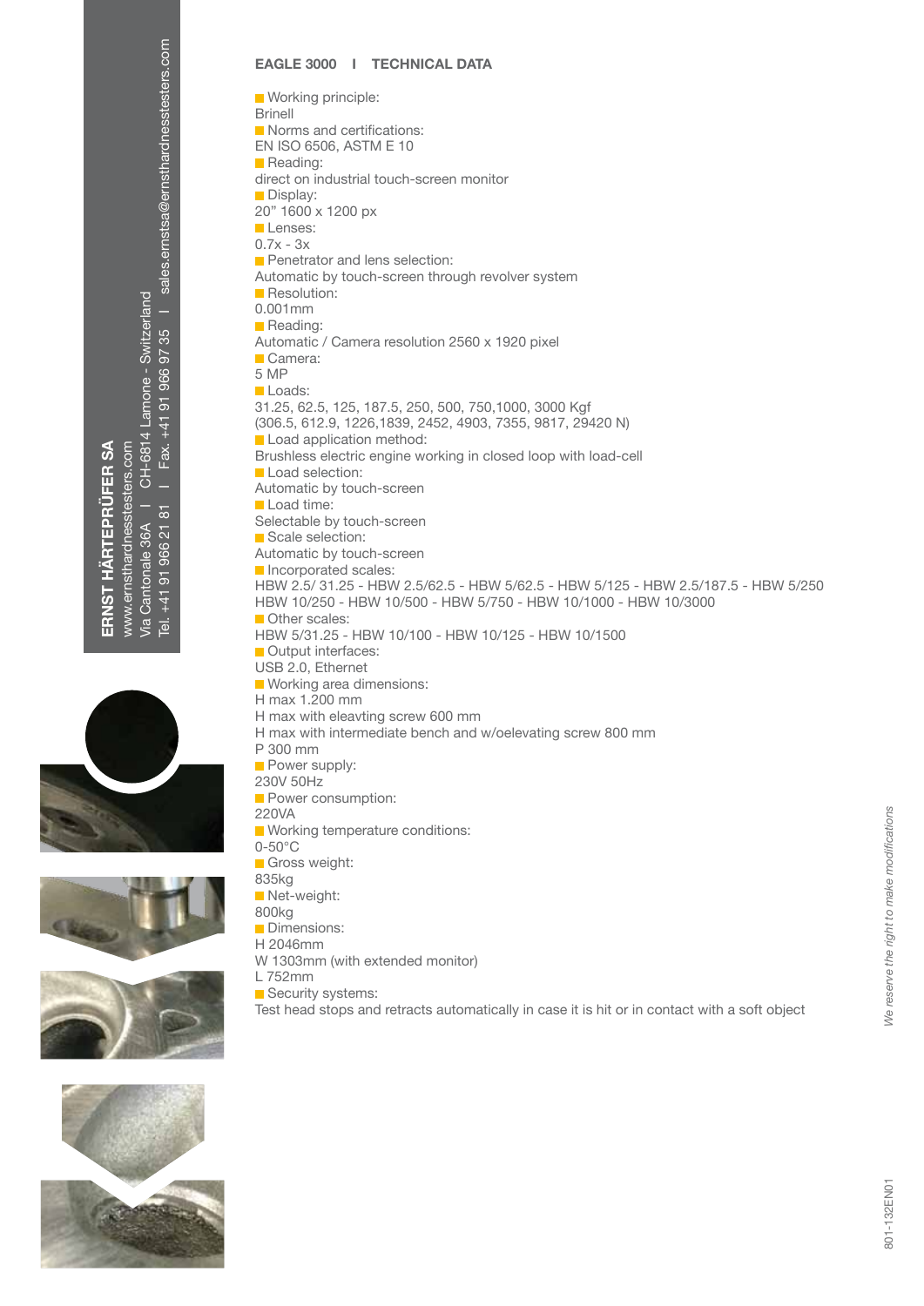## EAGLE 3000 I TECHNICAL DATA

- Working principle:
Brinell
- Norms and certifications:
EN ISO 6506, ASTM E 10
- Reading:
direct on industrial touch-screen monitor
- Display:
20" 1600 x 1200 px
- Lenses:
0.7x - 3x
- Penetrator and lens selection:
Automatic by touch-screen through revolver system
- Resolution:
0.001mm
- Reading:
Automatic / Camera resolution 2560 x 1920 pixel
- Camera:
5 MP
- Loads:
31.25, 62.5, 125, 187.5, 250, 500, 750,1000, 3000 Kgf
(306.5, 612.9, 1226,1839, 2452, 4903, 7355, 9817, 29420 N)
- Load application method:
Brushless electric engine working in closed loop with load-cell
- Load selection:
Automatic by touch-screen
- Load time:
Selectable by touch-screen
- Scale selection:
Automatic by touch-screen
- Incorporated scales:
HBW 2.5/ 31.25 - HBW 2.5/62.5 - HBW 5/62.5 - HBW 5/125 - HBW 2.5/187.5 - HBW 5/250
HBW 10/250 - HBW 10/500 - HBW 5/750 - HBW 10/1000 - HBW 10/3000
- Other scales:
HBW 5/31.25 - HBW 10/100 - HBW 10/125 - HBW 10/1500
- Output interfaces:
USB 2.0, Ethernet
- Working area dimensions:
H max 1.200 mm
H max with eleavting screw 600 mm
H max with intermediate bench and w/oelevating screw 800 mm
P 300 mm
- Power supply:
230V 50Hz
- Power consumption:
220VA
- Working temperature conditions:
0-50°C
- Gross weight:
835kg
- Net-weight:
800kg
- Dimensions:
H 2046mm
W 1303mm (with extended monitor)
L 752mm
- Security systems:
Test head stops and retracts automatically in case it is hit or in contact with a soft object

**ERNST HÄRTEPRÜFER SA**
www.ernsthardnesstesters.com
Via Cantonale 36A I CH-6814 Lamone - Switzerland
Tel. +41 91 966 21 81 I Fax. +41 91 966 97 35 I sales.ernstsa@ernsthardnesstesters.com

*We reserve the right to make modifications*

801-132EN01